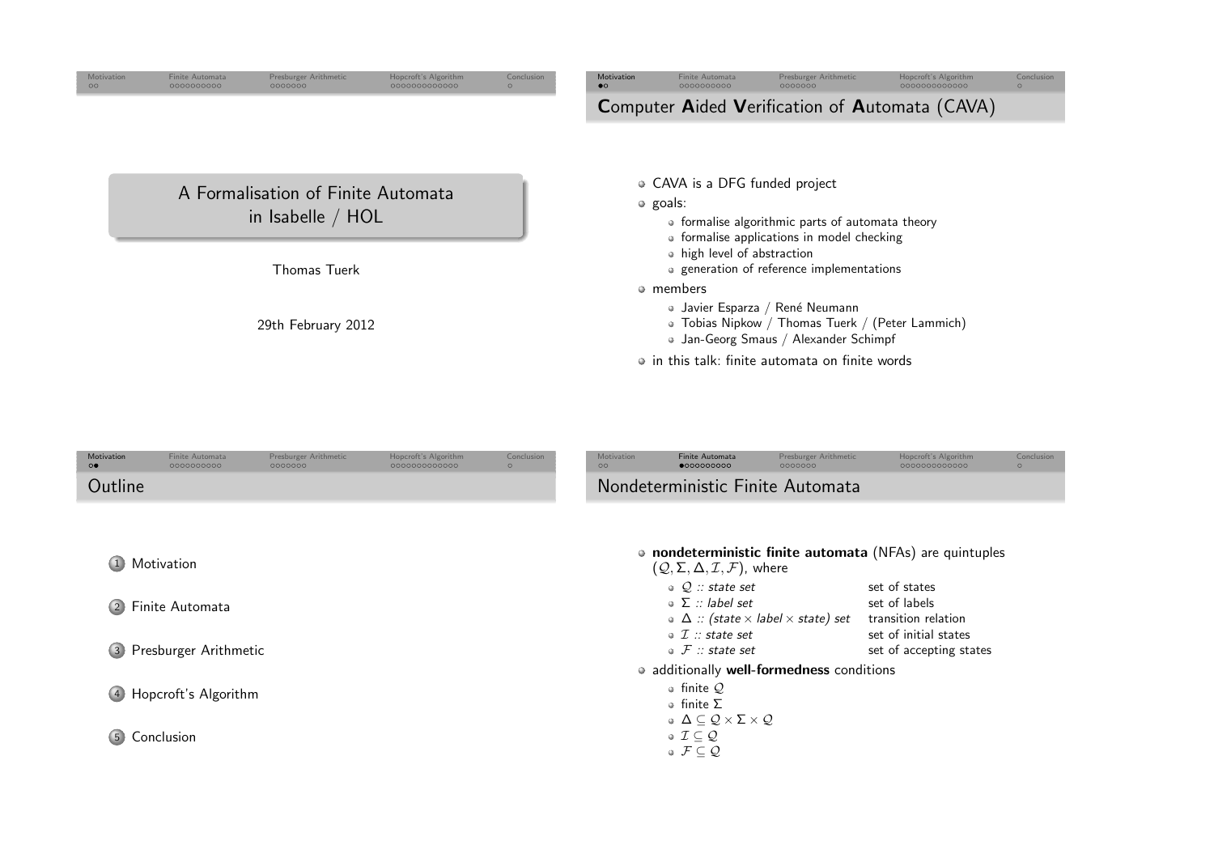# A Formalisation of Finite Automata in Isabelle / HOL

Thomas Tuerk

29th February 2012

## Computer Aided Verification of Automata (CAVA)

- CAVA is a DFG funded project
- goals:
  - formalise algorithmic parts of automata theory
  - formalise applications in model checking
  - high level of abstraction
  - generation of reference implementations
- members
  - Javier Esparza / René Neumann
  - Tobias Nipkow / Thomas Tuerk / (Peter Lammich)
  - Jan-Georg Smaus / Alexander Schimpf
- in this talk: finite automata on finite words

## Outline

1. Motivation
2. Finite Automata
3. Presburger Arithmetic
4. Hopcroft's Algorithm
5. Conclusion

## Nondeterministic Finite Automata

- **nondeterministic finite automata** (NFAs) are quintuples $(\mathcal{Q}, \Sigma, \Delta, \mathcal{I}, \mathcal{F})$, where
  - $\mathcal{Q}$ *:: state set* — set of states
  - $\Sigma$ *:: label set* — set of labels
  - $\Delta$ *:: (state $\times$ label $\times$ state) set* — transition relation
  - $\mathcal{I}$ *:: state set* — set of initial states
  - $\mathcal{F}$ *:: state set* — set of accepting states
- additionally **well-formedness** conditions
  - finite $\mathcal{Q}$
  - finite $\Sigma$
  - $\Delta \subseteq \mathcal{Q} \times \Sigma \times \mathcal{Q}$
  - $\mathcal{I} \subseteq \mathcal{Q}$
  - $\mathcal{F} \subseteq \mathcal{Q}$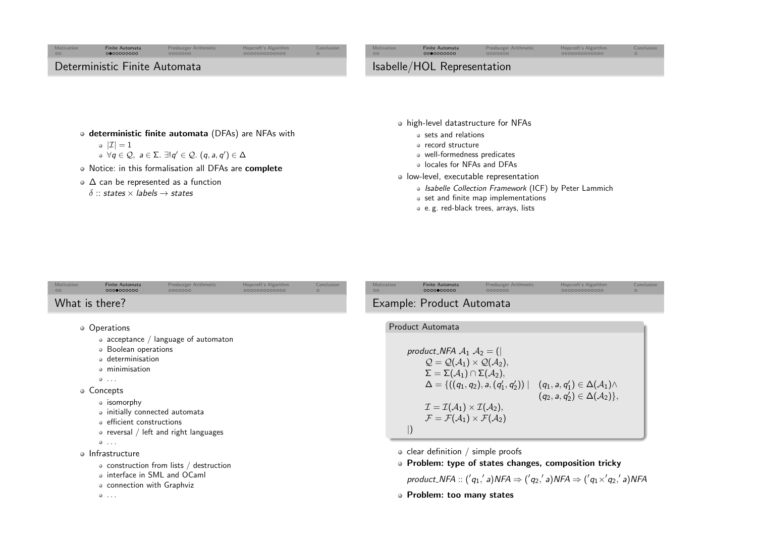## Deterministic Finite Automata

- **deterministic finite automata** (DFAs) are NFAs with
  - $|\mathcal{I}| = 1$
  - $\forall q \in \mathcal{Q},\ a \in \Sigma.\ \exists! q' \in \mathcal{Q}.\ (q, a, q') \in \Delta$
- Notice: in this formalisation all DFAs are **complete**
- $\Delta$ can be represented as a function
  $\delta :: \textit{states} \times \textit{labels} \rightarrow \textit{states}$

## Isabelle/HOL Representation

- high-level datastructure for NFAs
  - sets and relations
  - record structure
  - well-formedness predicates
  - locales for NFAs and DFAs
- low-level, executable representation
  - *Isabelle Collection Framework* (ICF) by Peter Lammich
  - set and finite map implementations
  - e. g. red-black trees, arrays, lists

## What is there?

- Operations
  - acceptance / language of automaton
  - Boolean operations
  - determinisation
  - minimisation
  - ...
- Concepts
  - isomorphy
  - initially connected automata
  - efficient constructions
  - reversal / left and right languages
  - ...
- Infrastructure
  - construction from lists / destruction
  - interface in SML and OCaml
  - connection with Graphviz
  - ...

## Example: Product Automata

**Product Automata**

$$
\begin{aligned}
&\textit{product\_NFA}\ \mathcal{A}_1\ \mathcal{A}_2 = (\!| \\
&\quad \mathcal{Q} = \mathcal{Q}(\mathcal{A}_1) \times \mathcal{Q}(\mathcal{A}_2), \\
&\quad \Sigma = \Sigma(\mathcal{A}_1) \cap \Sigma(\mathcal{A}_2), \\
&\quad \Delta = \{((q_1, q_2), a, (q_1', q_2')) \mid \quad (q_1, a, q_1') \in \Delta(\mathcal{A}_1) \wedge \\
&\qquad\qquad\qquad\qquad\qquad\qquad\quad (q_2, a, q_2') \in \Delta(\mathcal{A}_2)\}, \\
&\quad \mathcal{I} = \mathcal{I}(\mathcal{A}_1) \times \mathcal{I}(\mathcal{A}_2), \\
&\quad \mathcal{F} = \mathcal{F}(\mathcal{A}_1) \times \mathcal{F}(\mathcal{A}_2) \\
&|\!)
\end{aligned}
$$

- clear definition / simple proofs
- **Problem: type of states changes, composition tricky**

  $\textit{product\_NFA} :: ('q_1, 'a)\textit{NFA} \Rightarrow ('q_2, 'a)\textit{NFA} \Rightarrow ('q_1 \times 'q_2, 'a)\textit{NFA}$
- **Problem: too many states**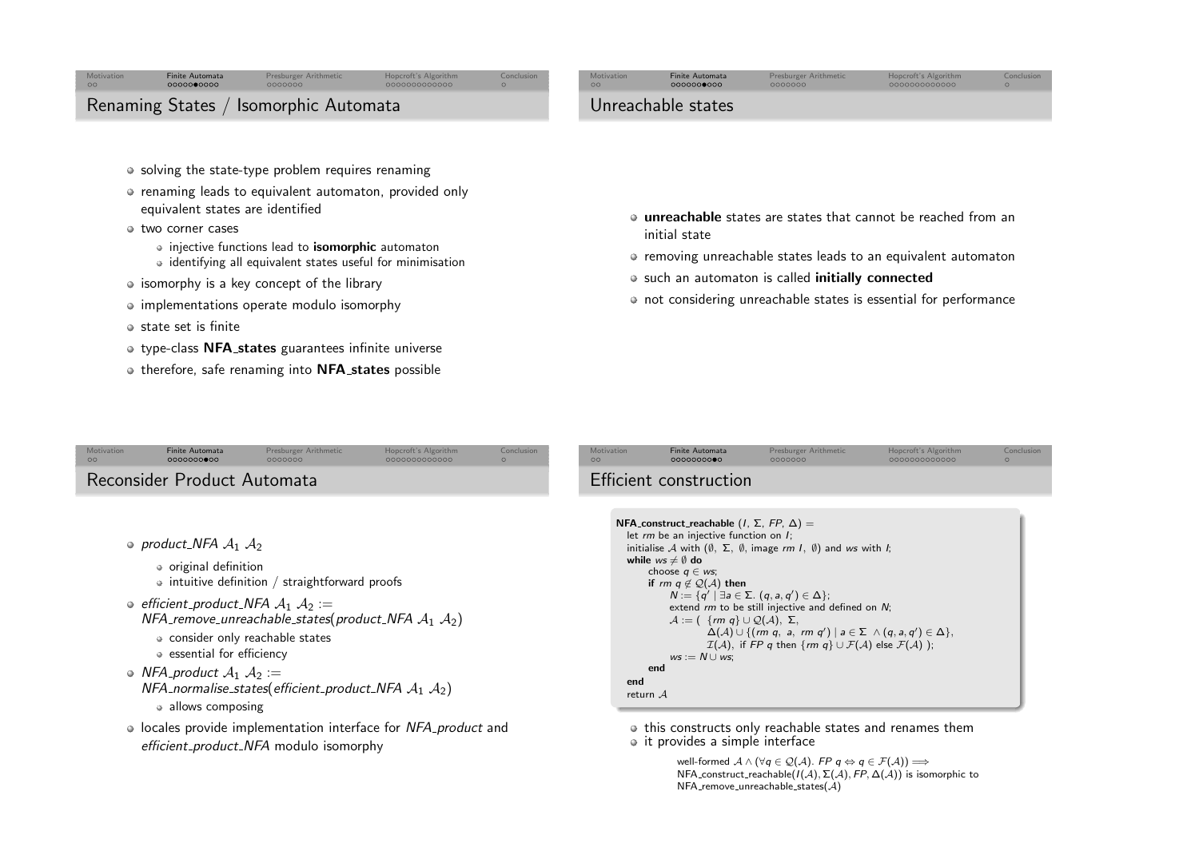## Renaming States / Isomorphic Automata

- solving the state-type problem requires renaming
- renaming leads to equivalent automaton, provided only equivalent states are identified
- two corner cases
  - injective functions lead to **isomorphic** automaton
  - identifying all equivalent states useful for minimisation
- isomorphy is a key concept of the library
- implementations operate modulo isomorphy
- state set is finite
- type-class **NFA_states** guarantees infinite universe
- therefore, safe renaming into **NFA_states** possible

## Unreachable states

- **unreachable** states are states that cannot be reached from an initial state
- removing unreachable states leads to an equivalent automaton
- such an automaton is called **initially connected**
- not considering unreachable states is essential for performance

## Reconsider Product Automata

- *product_NFA* $\mathcal{A}_1$ $\mathcal{A}_2$
  - original definition
  - intuitive definition / straightforward proofs
- *efficient_product_NFA* $\mathcal{A}_1$ $\mathcal{A}_2$ := *NFA_remove_unreachable_states*(*product_NFA* $\mathcal{A}_1$ $\mathcal{A}_2$)
  - consider only reachable states
  - essential for efficiency
- *NFA_product* $\mathcal{A}_1$ $\mathcal{A}_2$ := *NFA_normalise_states*(*efficient_product_NFA* $\mathcal{A}_1$ $\mathcal{A}_2$)
  - allows composing
- locales provide implementation interface for *NFA_product* and *efficient_product_NFA* modulo isomorphy

## Efficient construction

**NFA_construct_reachable** $(I,\ \Sigma,\ FP,\ \Delta)$ =
  let $rm$ be an injective function on $I$;
  initialise $\mathcal{A}$ with $(\emptyset,\ \Sigma,\ \emptyset,$ image $rm\ I,\ \emptyset)$ and $ws$ with $I$;
  **while** $ws \neq \emptyset$ **do**
    choose $q \in ws$;
    **if** $rm\ q \notin \mathcal{Q}(\mathcal{A})$ **then**
      $N := \{q' \mid \exists a \in \Sigma.\ (q, a, q') \in \Delta\}$;
      extend $rm$ to be still injective and defined on $N$;
      $\mathcal{A} := (\ \{rm\ q\} \cup \mathcal{Q}(\mathcal{A}),\ \Sigma,$
        $\Delta(\mathcal{A}) \cup \{(rm\ q,\ a,\ rm\ q') \mid a \in \Sigma\ \wedge (q, a, q') \in \Delta\},$
        $\mathcal{I}(\mathcal{A}),$ if $FP\ q$ then $\{rm\ q\} \cup \mathcal{F}(\mathcal{A})$ else $\mathcal{F}(\mathcal{A})$ );
      $ws := N \cup ws$;
    **end**
  **end**
  return $\mathcal{A}$

- this constructs only reachable states and renames them
- it provides a simple interface

  well-formed $\mathcal{A} \wedge (\forall q \in \mathcal{Q}(\mathcal{A}).\ FP\ q \Leftrightarrow q \in \mathcal{F}(\mathcal{A})) \Longrightarrow$
  NFA_construct_reachable$(I(\mathcal{A}), \Sigma(\mathcal{A}), FP, \Delta(\mathcal{A}))$ is isomorphic to
  NFA_remove_unreachable_states$(\mathcal{A})$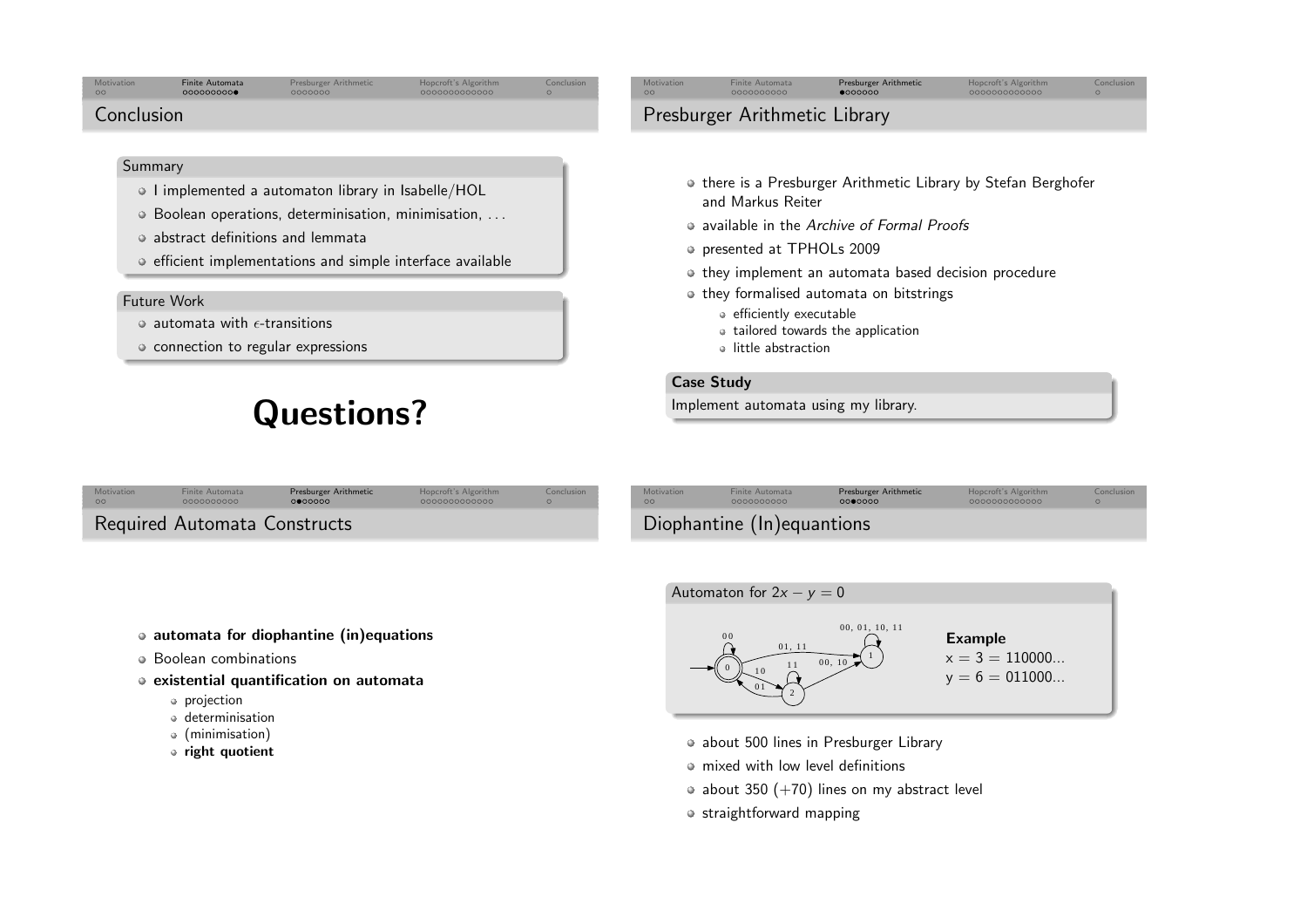## Conclusion

### Summary

- I implemented a automaton library in Isabelle/HOL
- Boolean operations, determinisation, minimisation, ...
- abstract definitions and lemmata
- efficient implementations and simple interface available

### Future Work

- automata with $\epsilon$-transitions
- connection to regular expressions

# Questions?

## Presburger Arithmetic Library

- there is a Presburger Arithmetic Library by Stefan Berghofer and Markus Reiter
- available in the *Archive of Formal Proofs*
- presented at TPHOLs 2009
- they implement an automata based decision procedure
- they formalised automata on bitstrings
  - efficiently executable
  - tailored towards the application
  - little abstraction

**Case Study**

Implement automata using my library.

## Required Automata Constructs

- **automata for diophantine (in)equations**
- Boolean combinations
- **existential quantification on automata**
  - projection
  - determinisation
  - (minimisation)
  - **right quotient**

## Diophantine (In)equantions

Automaton for $2x - y = 0$

**Example**

x = 3 = 110000...

y = 6 = 011000...

- about 500 lines in Presburger Library
- mixed with low level definitions
- about 350 (+70) lines on my abstract level
- straightforward mapping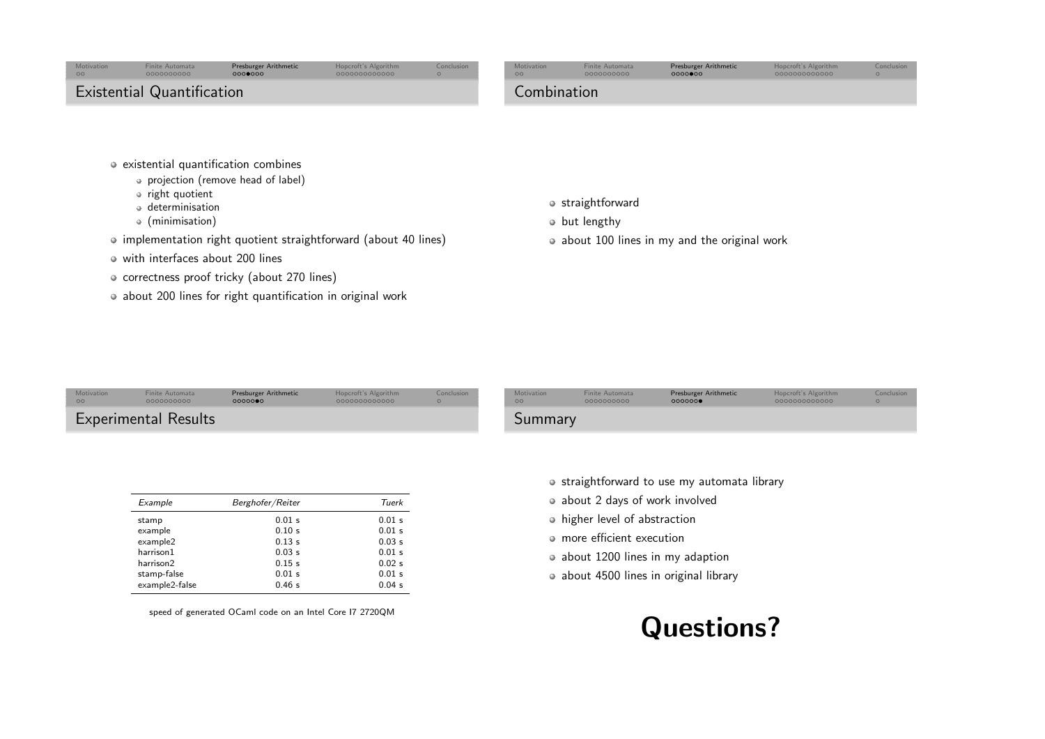## Existential Quantification

- existential quantification combines
  - projection (remove head of label)
  - right quotient
  - determinisation
  - (minimisation)
- implementation right quotient straightforward (about 40 lines)
- with interfaces about 200 lines
- correctness proof tricky (about 270 lines)
- about 200 lines for right quantification in original work

## Combination

- straightforward
- but lengthy
- about 100 lines in my and the original work

## Experimental Results

| *Example* | *Berghofer/Reiter* | *Tuerk* |
|---|---|---|
| stamp | 0.01 s | 0.01 s |
| example | 0.10 s | 0.01 s |
| example2 | 0.13 s | 0.03 s |
| harrison1 | 0.03 s | 0.01 s |
| harrison2 | 0.15 s | 0.02 s |
| stamp-false | 0.01 s | 0.01 s |
| example2-false | 0.46 s | 0.04 s |

speed of generated OCaml code on an Intel Core I7 2720QM

## Summary

- straightforward to use my automata library
- about 2 days of work involved
- higher level of abstraction
- more efficient execution
- about 1200 lines in my adaption
- about 4500 lines in original library

**Questions?**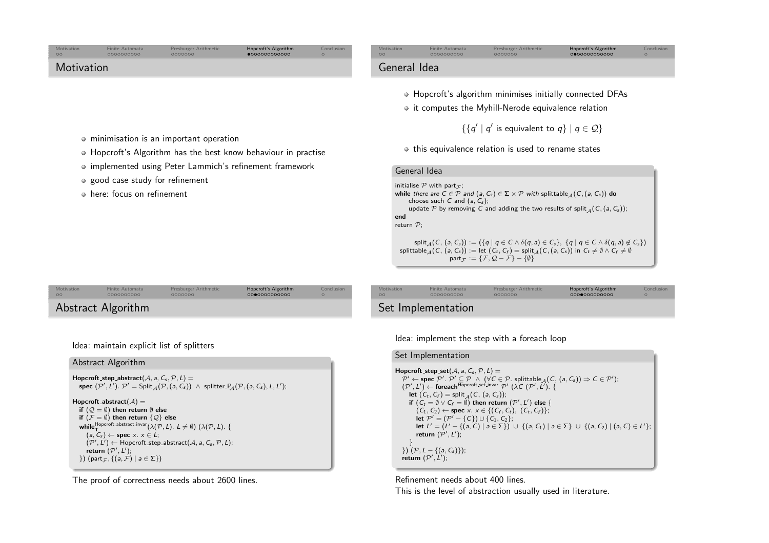## Motivation

- minimisation is an important operation
- Hopcroft's Algorithm has the best know behaviour in practise
- implemented using Peter Lammich's refinement framework
- good case study for refinement
- here: focus on refinement

## General Idea

- Hopcroft's algorithm minimises initially connected DFAs
- it computes the Myhill-Nerode equivalence relation

$$\{\{q' \mid q' \text{ is equivalent to } q\} \mid q \in \mathcal{Q}\}$$

- this equivalence relation is used to rename states

### General Idea

initialise $\mathcal{P}$ with $\text{part}_{\mathcal{F}}$;
**while** *there are* $C \in \mathcal{P}$ *and* $(a, C_s) \in \Sigma \times \mathcal{P}$ *with* $\text{splittable}_{\mathcal{A}}(C, (a, C_s))$ **do**
  choose such $C$ and $(a, C_s)$;
  update $\mathcal{P}$ by removing $C$ and adding the two results of $\text{split}_{\mathcal{A}}(C, (a, C_s))$;
**end**
return $\mathcal{P}$;

$$\text{split}_{\mathcal{A}}(C, (a, C_s)) := (\{q \mid q \in C \wedge \delta(q, a) \in C_s\}, \{q \mid q \in C \wedge \delta(q, a) \notin C_s\})$$
$$\text{splittable}_{\mathcal{A}}(C, (a, C_s)) := \text{let } (C_t, C_f) = \text{split}_{\mathcal{A}}(C, (a, C_s)) \text{ in } C_t \neq \emptyset \wedge C_f \neq \emptyset$$
$$\text{part}_{\mathcal{F}} := \{\mathcal{F}, \mathcal{Q} - \mathcal{F}\} - \{\emptyset\}$$

## Abstract Algorithm

Idea: maintain explicit list of splitters

### Abstract Algorithm

**Hopcroft_step_abstract**$(\mathcal{A}, a, C_s, \mathcal{P}, L) =$
  **spec** $(\mathcal{P}', L')$. $\mathcal{P}' = \text{Split}_{\mathcal{A}}(\mathcal{P}, (a, C_s)) \wedge \text{splitter\_P}_{\mathcal{A}}(\mathcal{P}, (a, C_s), L, L')$;

**Hopcroft_abstract**$(\mathcal{A}) =$
  **if** $(\mathcal{Q} = \emptyset)$ **then return** $\emptyset$ **else**
  **if** $(\mathcal{F} = \emptyset)$ **then return** $\{\mathcal{Q}\}$ **else**
  $\textbf{while}_{\mathbf{T}}^{\text{Hopcroft\_abstract\_invar}}$ $(\lambda(\mathcal{P}, L).\ L \neq \emptyset)$ $(\lambda(\mathcal{P}, L).$ {
    $(a, C_s) \leftarrow$ **spec** $x.\ x \in L$;
    $(\mathcal{P}', L') \leftarrow$ Hopcroft_step_abstract$(\mathcal{A}, a, C_s, \mathcal{P}, L)$;
    **return** $(\mathcal{P}', L')$;
  }) $(\text{part}_{\mathcal{F}}, \{(a, \mathcal{F}) \mid a \in \Sigma\})$

The proof of correctness needs about 2600 lines.

## Set Implementation

Idea: implement the step with a foreach loop

### Set Implementation

**Hopcroft_step_set**$(\mathcal{A}, a, C_s, \mathcal{P}, L) =$
  $\mathcal{P}' \leftarrow$ **spec** $\mathcal{P}'$. $\mathcal{P}' \subseteq \mathcal{P} \wedge (\forall C \in \mathcal{P}.\ \text{splittable}_{\mathcal{A}}(C, (a, C_s)) \Rightarrow C \in \mathcal{P}')$;
  $(\mathcal{P}', L') \leftarrow \textbf{foreach}^{\text{Hopcroft\_set\_invar}}\ \mathcal{P}'\ (\lambda C\ (\mathcal{P}', L').$ {
    **let** $(C_t, C_f) = \text{split}_{\mathcal{A}}(C, (a, C_s))$;
    **if** $(C_t = \emptyset \vee C_f = \emptyset)$ **then return** $(\mathcal{P}', L')$ **else** {
      $(C_1, C_2) \leftarrow$ **spec** $x.\ x \in \{(C_f, C_t), (C_t, C_f)\}$;
      **let** $\mathcal{P}' = (\mathcal{P}' - \{C\}) \cup \{C_1, C_2\}$;
      **let** $L' = (L' - \{(a, C) \mid a \in \Sigma\}) \cup \{(a, C_1) \mid a \in \Sigma\} \cup \{(a, C_2) \mid (a, C) \in L'\}$;
      **return** $(\mathcal{P}', L')$;
    }
  }) $(\mathcal{P}, L - \{(a, C_s)\})$;
  **return** $(\mathcal{P}', L')$;

Refinement needs about 400 lines.
This is the level of abstraction usually used in literature.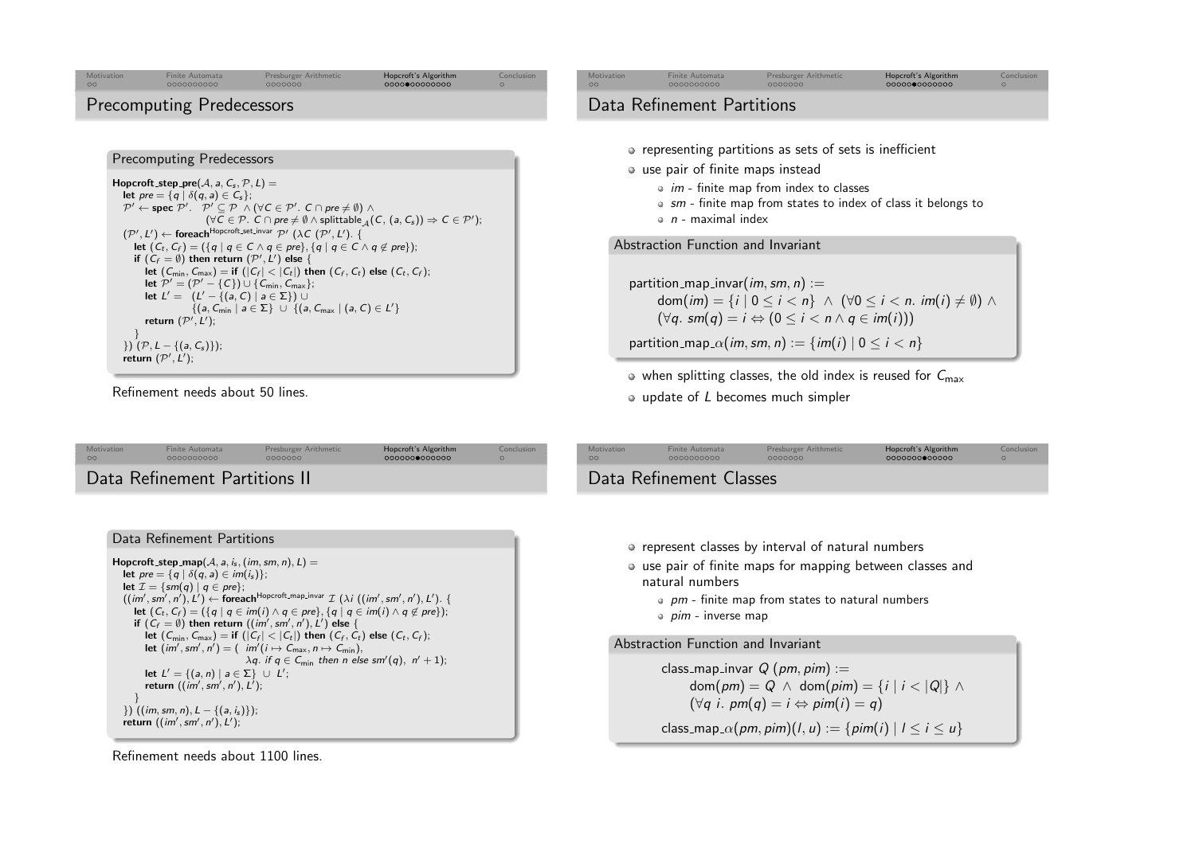## Precomputing Predecessors

### Precomputing Predecessors

$\textbf{Hopcroft\_step\_pre}(\mathcal{A}, a, C_s, \mathcal{P}, L) =$
$\quad \textbf{let } pre = \{q \mid \delta(q,a) \in C_s\};$
$\quad \mathcal{P}' \leftarrow \textbf{spec } \mathcal{P}'.\ \ \mathcal{P}' \subseteq \mathcal{P}\ \wedge (\forall C \in \mathcal{P}'.\ C \cap pre \neq \emptyset)\ \wedge$
$\qquad\qquad (\forall C \in \mathcal{P}.\ C \cap pre \neq \emptyset \wedge \text{splittable}_{\mathcal{A}}(C, (a, C_s)) \Rightarrow C \in \mathcal{P}');$
$\quad (\mathcal{P}', L') \leftarrow \textbf{foreach}^{\text{Hopcroft\_set\_invar}}\ \mathcal{P}'\ (\lambda C\ (\mathcal{P}', L').\ \{$
$\qquad \textbf{let } (C_t, C_f) = (\{q \mid q \in C \wedge q \in pre\}, \{q \mid q \in C \wedge q \notin pre\});$
$\qquad \textbf{if } (C_f = \emptyset) \textbf{ then return } (\mathcal{P}', L') \textbf{ else } \{$
$\qquad\quad \textbf{let } (C_{\min}, C_{\max}) = \textbf{if } (|C_f| < |C_t|) \textbf{ then } (C_f, C_t) \textbf{ else } (C_t, C_f);$
$\qquad\quad \textbf{let } \mathcal{P}' = (\mathcal{P}' - \{C\}) \cup \{C_{\min}, C_{\max}\};$
$\qquad\quad \textbf{let } L' = \ \ (L' - \{(a, C) \mid a \in \Sigma\}) \cup$
$\qquad\qquad\qquad \{(a, C_{\min} \mid a \in \Sigma\}\ \cup\ \{(a, C_{\max} \mid (a, C) \in L'\}$
$\qquad\quad \textbf{return } (\mathcal{P}', L');$
$\qquad \}$
$\quad \})\ (\mathcal{P}, L - \{(a, C_s)\});$
$\quad \textbf{return } (\mathcal{P}', L');$

Refinement needs about 50 lines.

## Data Refinement Partitions

- representing partitions as sets of sets is inefficient
- use pair of finite maps instead
  - *im* - finite map from index to classes
  - *sm* - finite map from states to index of class it belongs to
  - *n* - maximal index

### Abstraction Function and Invariant

$$\begin{aligned}
&\text{partition\_map\_invar}(im, sm, n) := \\
&\quad \text{dom}(im) = \{i \mid 0 \leq i < n\}\ \wedge\ (\forall 0 \leq i < n.\ im(i) \neq \emptyset)\ \wedge \\
&\quad (\forall q.\ sm(q) = i \Leftrightarrow (0 \leq i < n \wedge q \in im(i))) \\
&\text{partition\_map\_}\alpha(im, sm, n) := \{im(i) \mid 0 \leq i < n\}
\end{aligned}$$

- when splitting classes, the old index is reused for $C_{\max}$
- update of $L$ becomes much simpler

## Data Refinement Partitions II

### Data Refinement Partitions

$\textbf{Hopcroft\_step\_map}(\mathcal{A}, a, i_s, (im, sm, n), L) =$
$\quad \textbf{let } pre = \{q \mid \delta(q,a) \in im(i_s)\};$
$\quad \textbf{let } \mathcal{I} = \{sm(q) \mid q \in pre\};$
$\quad ((im', sm', n'), L') \leftarrow \textbf{foreach}^{\text{Hopcroft\_map\_invar}}\ \mathcal{I}\ (\lambda i\ ((im', sm', n'), L').\ \{$
$\qquad \textbf{let } (C_t, C_f) = (\{q \mid q \in im(i) \wedge q \in pre\}, \{q \mid q \in im(i) \wedge q \notin pre\});$
$\qquad \textbf{if } (C_f = \emptyset) \textbf{ then return } ((im', sm', n'), L') \textbf{ else } \{$
$\qquad\quad \textbf{let } (C_{\min}, C_{\max}) = \textbf{if } (|C_f| < |C_t|) \textbf{ then } (C_f, C_t) \textbf{ else } (C_t, C_f);$
$\qquad\quad \textbf{let } (im', sm', n') = (\ \ im'(i \mapsto C_{\max}, n \mapsto C_{\min}),$
$\qquad\qquad\qquad \lambda q.\ \textit{if } q \in C_{\min} \textit{ then } n \textit{ else } sm'(q),\ \ n' + 1);$
$\qquad\quad \textbf{let } L' = \{(a, n) \mid a \in \Sigma\}\ \cup\ L';$
$\qquad\quad \textbf{return } ((im', sm', n'), L');$
$\qquad \}$
$\quad \})\ ((im, sm, n), L - \{(a, i_s)\});$
$\quad \textbf{return } ((im', sm', n'), L');$

Refinement needs about 1100 lines.

## Data Refinement Classes

- represent classes by interval of natural numbers
- use pair of finite maps for mapping between classes and natural numbers
  - *pm* - finite map from states to natural numbers
  - *pim* - inverse map

### Abstraction Function and Invariant

$$\begin{aligned}
&\text{class\_map\_invar}\ Q\ (pm, pim) := \\
&\quad \text{dom}(pm) = Q\ \wedge\ \text{dom}(pim) = \{i \mid i < |Q|\}\ \wedge \\
&\quad (\forall q\ i.\ pm(q) = i \Leftrightarrow pim(i) = q) \\
&\text{class\_map\_}\alpha(pm, pim)(l, u) := \{pim(i) \mid l \leq i \leq u\}
\end{aligned}$$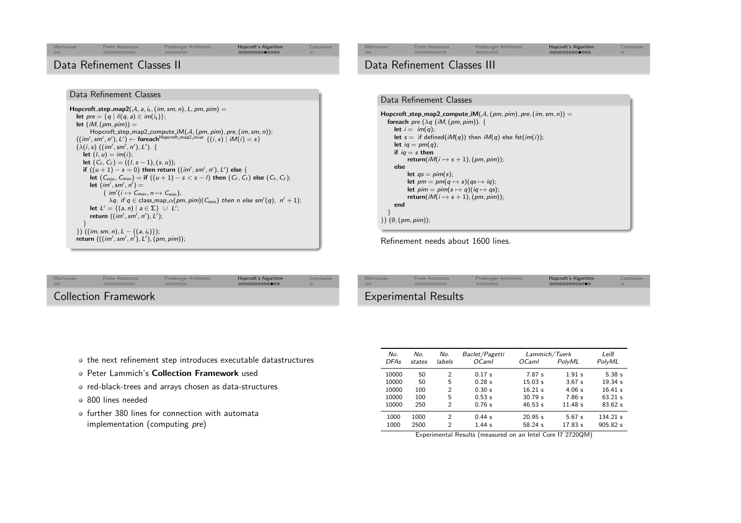## Data Refinement Classes II

### Data Refinement Classes

```
Hopcroft_step_map2(𝒜, a, i_s, (im, sm, n), L, pm, pim) =
  let pre = {q | δ(q, a) ∈ im(i_s)};
  let (iM, (pm, pim)) =
        Hopcroft_step_map2_compute_iM(𝒜, (pm, pim), pre, (im, sm, n));
  ((im', sm', n'), L') ← foreach^Hopcroft_map2_invar {(i, s) | iM(i) = s}
  (λ(i, s) ((im', sm', n'), L'). {
     let (l, u) = im(i);
     let (C_t, C_f) = ((l, s − 1), (s, u));
     if ((u + 1) − s = 0) then return ((im', sm', n'), L') else {
        let (C_min, C_max) = if ((u + 1) − s < s − l) then (C_f, C_t) else (C_t, C_f);
        let (im', sm', n') =
              ( im'(i ↦ C_max, n ↦ C_min),
                λq. if q ∈ class_map_α(pm, pim)(C_min) then n else sm'(q),  n' + 1);
        let L' = {(a, n) | a ∈ Σ} ∪ L';
        return ((im', sm', n'), L');
     }
  }) ((im, sm, n), L − {(a, i_s)});
  return (((im', sm', n'), L'), (pm, pim));
```

## Data Refinement Classes III

### Data Refinement Classes

```
Hopcroft_step_map2_compute_iM(𝒜, (pm, pim), pre, (im, sm, n)) =
  foreach pre (λq (iM, (pm, pim)). {
     let i = im(q);
     let s = if defined(iM(q)) then iM(q) else fst(im(i));
     let iq = pm(q);
     if iq = s then
          return(iM(i ↦ s + 1), (pm, pim));
     else
          let qs = pim(s);
          let pm = pm(q ↦ s)(qs ↦ iq);
          let pim = pim(s ↦ q)(iq ↦ qs);
          return(iM(i ↦ s + 1), (pm, pim));
     end
  }
}) (∅, (pm, pim));
```

Refinement needs about 1600 lines.

## Collection Framework

- the next refinement step introduces executable datastructures
- Peter Lammich's **Collection Framework** used
- red-black-trees and arrays chosen as data-structures
- 800 lines needed
- further 380 lines for connection with automata implementation (computing *pre*)

## Experimental Results

| *No. DFAs* | *No. states* | *No. labels* | *Baclet/Pagetti OCaml* | *Lammich/Tuerk OCaml* | *Lammich/Tuerk PolyML* | *Leiß PolyML* |
|---|---|---|---|---|---|---|
| 10000 | 50 | 2 | 0.17 s | 7.87 s | 1.91 s | 5.38 s |
| 10000 | 50 | 5 | 0.28 s | 15.03 s | 3.67 s | 19.34 s |
| 10000 | 100 | 2 | 0.30 s | 16.21 s | 4.06 s | 16.41 s |
| 10000 | 100 | 5 | 0.53 s | 30.79 s | 7.86 s | 63.21 s |
| 10000 | 250 | 2 | 0.76 s | 46.53 s | 11.48 s | 83.62 s |
| 1000 | 1000 | 2 | 0.44 s | 20.95 s | 5.67 s | 134.21 s |
| 1000 | 2500 | 2 | 1.44 s | 58.24 s | 17.83 s | 905.82 s |

Experimental Results (measured on an Intel Core I7 2720QM)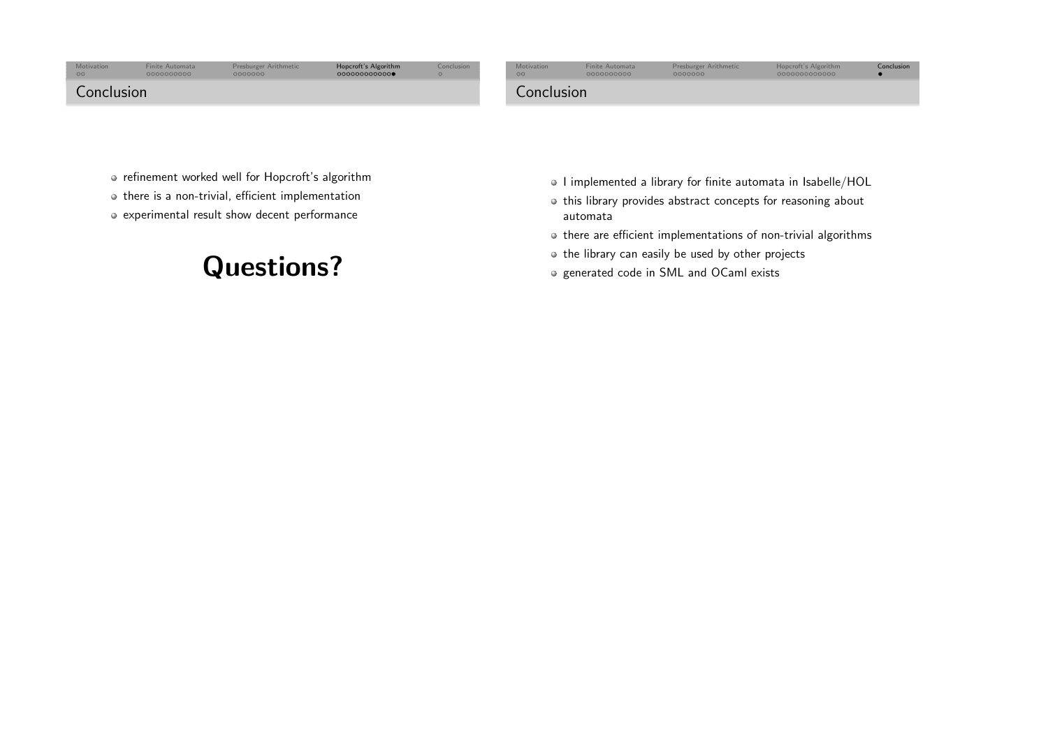## Conclusion

- refinement worked well for Hopcroft's algorithm
- there is a non-trivial, efficient implementation
- experimental result show decent performance

# **Questions?**

## Conclusion

- I implemented a library for finite automata in Isabelle/HOL
- this library provides abstract concepts for reasoning about automata
- there are efficient implementations of non-trivial algorithms
- the library can easily be used by other projects
- generated code in SML and OCaml exists